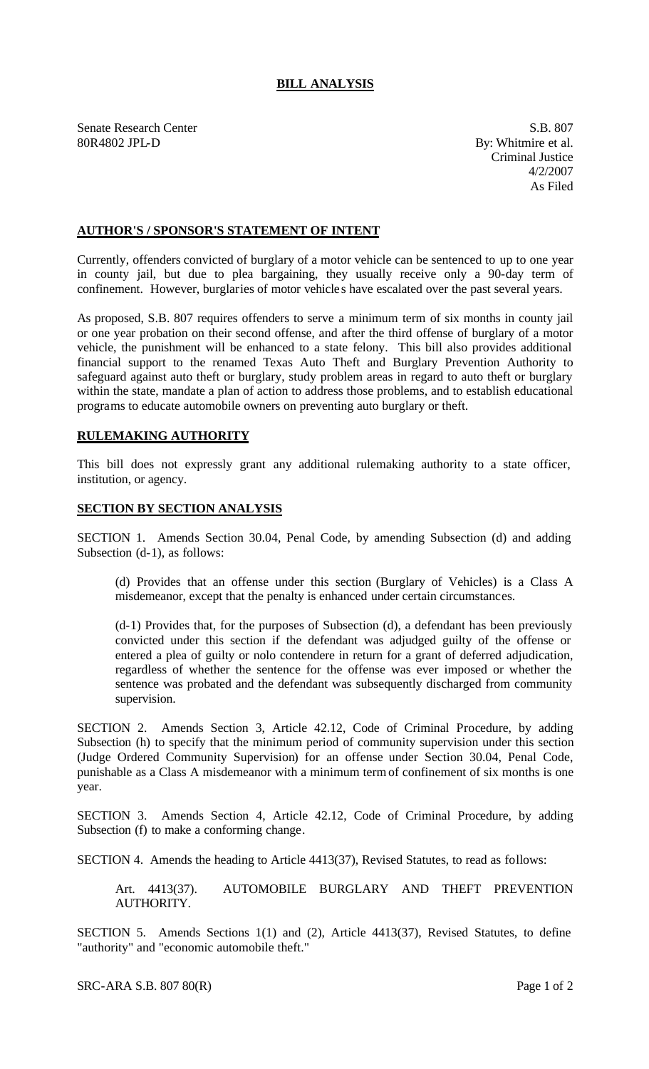# BILL ANALYSIS

Senate Research Center
80R4802 JPL-D

S.B. 807
By: Whitmire et al.
Criminal Justice
4/2/2007
As Filed

## AUTHOR'S / SPONSOR'S STATEMENT OF INTENT

Currently, offenders convicted of burglary of a motor vehicle can be sentenced to up to one year in county jail, but due to plea bargaining, they usually receive only a 90-day term of confinement. However, burglaries of motor vehicles have escalated over the past several years.

As proposed, S.B. 807 requires offenders to serve a minimum term of six months in county jail or one year probation on their second offense, and after the third offense of burglary of a motor vehicle, the punishment will be enhanced to a state felony. This bill also provides additional financial support to the renamed Texas Auto Theft and Burglary Prevention Authority to safeguard against auto theft or burglary, study problem areas in regard to auto theft or burglary within the state, mandate a plan of action to address those problems, and to establish educational programs to educate automobile owners on preventing auto burglary or theft.

## RULEMAKING AUTHORITY

This bill does not expressly grant any additional rulemaking authority to a state officer, institution, or agency.

## SECTION BY SECTION ANALYSIS

SECTION 1. Amends Section 30.04, Penal Code, by amending Subsection (d) and adding Subsection (d-1), as follows:

(d) Provides that an offense under this section (Burglary of Vehicles) is a Class A misdemeanor, except that the penalty is enhanced under certain circumstances.

(d-1) Provides that, for the purposes of Subsection (d), a defendant has been previously convicted under this section if the defendant was adjudged guilty of the offense or entered a plea of guilty or nolo contendere in return for a grant of deferred adjudication, regardless of whether the sentence for the offense was ever imposed or whether the sentence was probated and the defendant was subsequently discharged from community supervision.

SECTION 2. Amends Section 3, Article 42.12, Code of Criminal Procedure, by adding Subsection (h) to specify that the minimum period of community supervision under this section (Judge Ordered Community Supervision) for an offense under Section 30.04, Penal Code, punishable as a Class A misdemeanor with a minimum term of confinement of six months is one year.

SECTION 3. Amends Section 4, Article 42.12, Code of Criminal Procedure, by adding Subsection (f) to make a conforming change.

SECTION 4. Amends the heading to Article 4413(37), Revised Statutes, to read as follows:

Art. 4413(37). AUTOMOBILE BURGLARY AND THEFT PREVENTION AUTHORITY.

SECTION 5. Amends Sections 1(1) and (2), Article 4413(37), Revised Statutes, to define "authority" and "economic automobile theft."

SRC-ARA S.B. 807 80(R)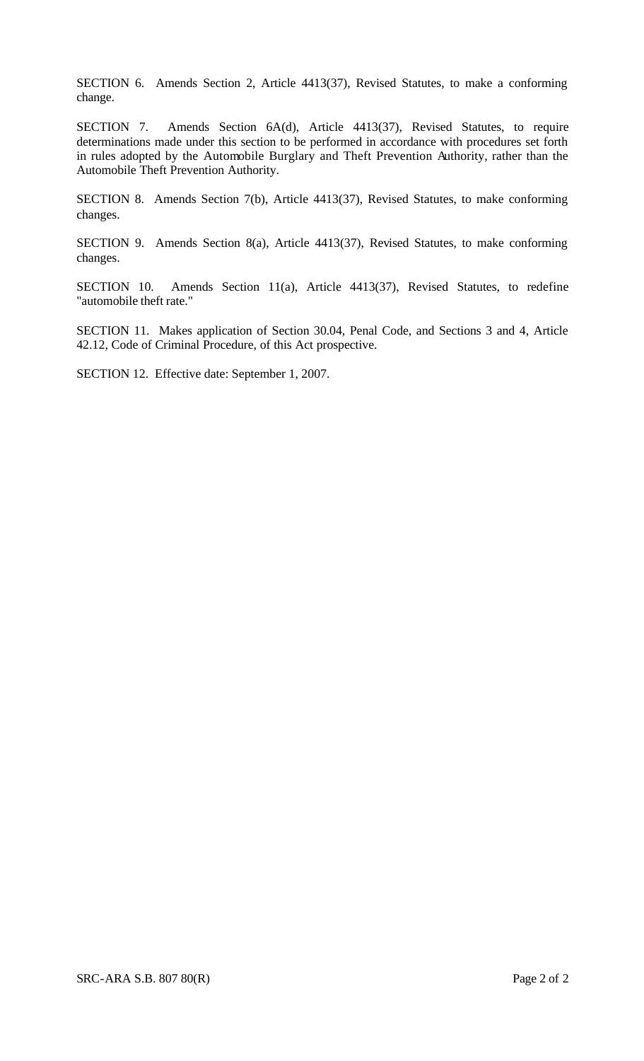SECTION 6. Amends Section 2, Article 4413(37), Revised Statutes, to make a conforming change.

SECTION 7. Amends Section 6A(d), Article 4413(37), Revised Statutes, to require determinations made under this section to be performed in accordance with procedures set forth in rules adopted by the Automobile Burglary and Theft Prevention Authority, rather than the Automobile Theft Prevention Authority.

SECTION 8. Amends Section 7(b), Article 4413(37), Revised Statutes, to make conforming changes.

SECTION 9. Amends Section 8(a), Article 4413(37), Revised Statutes, to make conforming changes.

SECTION 10. Amends Section 11(a), Article 4413(37), Revised Statutes, to redefine "automobile theft rate."

SECTION 11. Makes application of Section 30.04, Penal Code, and Sections 3 and 4, Article 42.12, Code of Criminal Procedure, of this Act prospective.

SECTION 12. Effective date: September 1, 2007.

SRC-ARA S.B. 807 80(R)